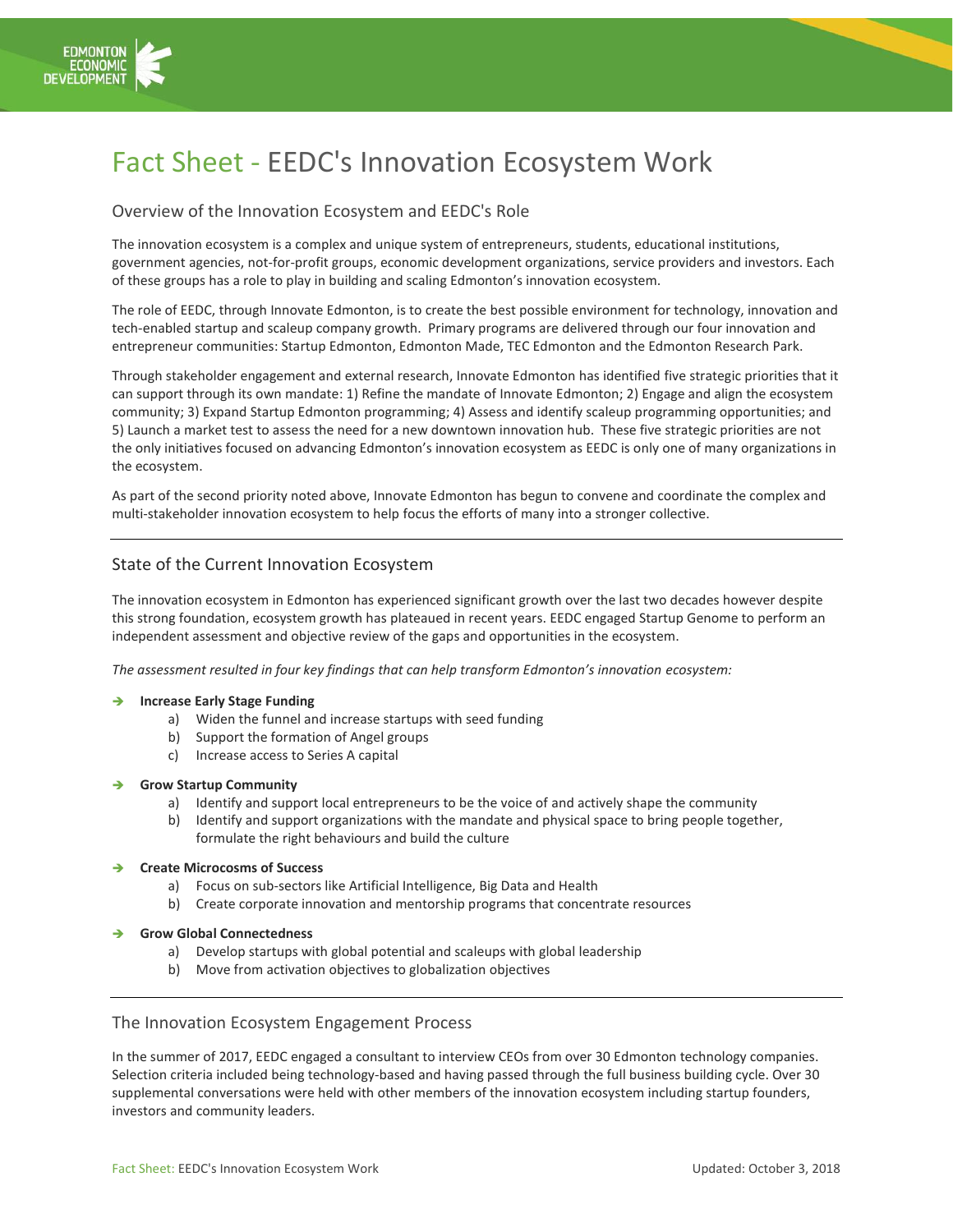# Fact Sheet - EEDC's Innovation Ecosystem Work

## Overview of the Innovation Ecosystem and EEDC's Role

The innovation ecosystem is a complex and unique system of entrepreneurs, students, educational institutions, government agencies, not-for-profit groups, economic development organizations, service providers and investors. Each of these groups has a role to play in building and scaling Edmonton's innovation ecosystem.

The role of EEDC, through Innovate Edmonton, is to create the best possible environment for technology, innovation and tech-enabled startup and scaleup company growth. Primary programs are delivered through our four innovation and entrepreneur communities: Startup Edmonton, Edmonton Made, TEC Edmonton and the Edmonton Research Park.

Through stakeholder engagement and external research, Innovate Edmonton has identified five strategic priorities that it can support through its own mandate: 1) Refine the mandate of Innovate Edmonton; 2) Engage and align the ecosystem community; 3) Expand Startup Edmonton programming; 4) Assess and identify scaleup programming opportunities; and 5) Launch a market test to assess the need for a new downtown innovation hub. These five strategic priorities are not the only initiatives focused on advancing Edmonton's innovation ecosystem as EEDC is only one of many organizations in the ecosystem.

As part of the second priority noted above, Innovate Edmonton has begun to convene and coordinate the complex and multi-stakeholder innovation ecosystem to help focus the efforts of many into a stronger collective.

---

## State of the Current Innovation Ecosystem

The innovation ecosystem in Edmonton has experienced significant growth over the last two decades however despite this strong foundation, ecosystem growth has plateaued in recent years. EEDC engaged Startup Genome to perform an independent assessment and objective review of the gaps and opportunities in the ecosystem.

*The assessment resulted in four key findings that can help transform Edmonton's innovation ecosystem:*

- **Increase Early Stage Funding**
  - a) Widen the funnel and increase startups with seed funding
  - b) Support the formation of Angel groups
  - c) Increase access to Series A capital
- **Grow Startup Community**
  - a) Identify and support local entrepreneurs to be the voice of and actively shape the community
  - b) Identify and support organizations with the mandate and physical space to bring people together, formulate the right behaviours and build the culture
- **Create Microcosms of Success**
  - a) Focus on sub-sectors like Artificial Intelligence, Big Data and Health
  - b) Create corporate innovation and mentorship programs that concentrate resources
- **Grow Global Connectedness**
  - a) Develop startups with global potential and scaleups with global leadership
  - b) Move from activation objectives to globalization objectives

---

## The Innovation Ecosystem Engagement Process

In the summer of 2017, EEDC engaged a consultant to interview CEOs from over 30 Edmonton technology companies. Selection criteria included being technology-based and having passed through the full business building cycle. Over 30 supplemental conversations were held with other members of the innovation ecosystem including startup founders, investors and community leaders.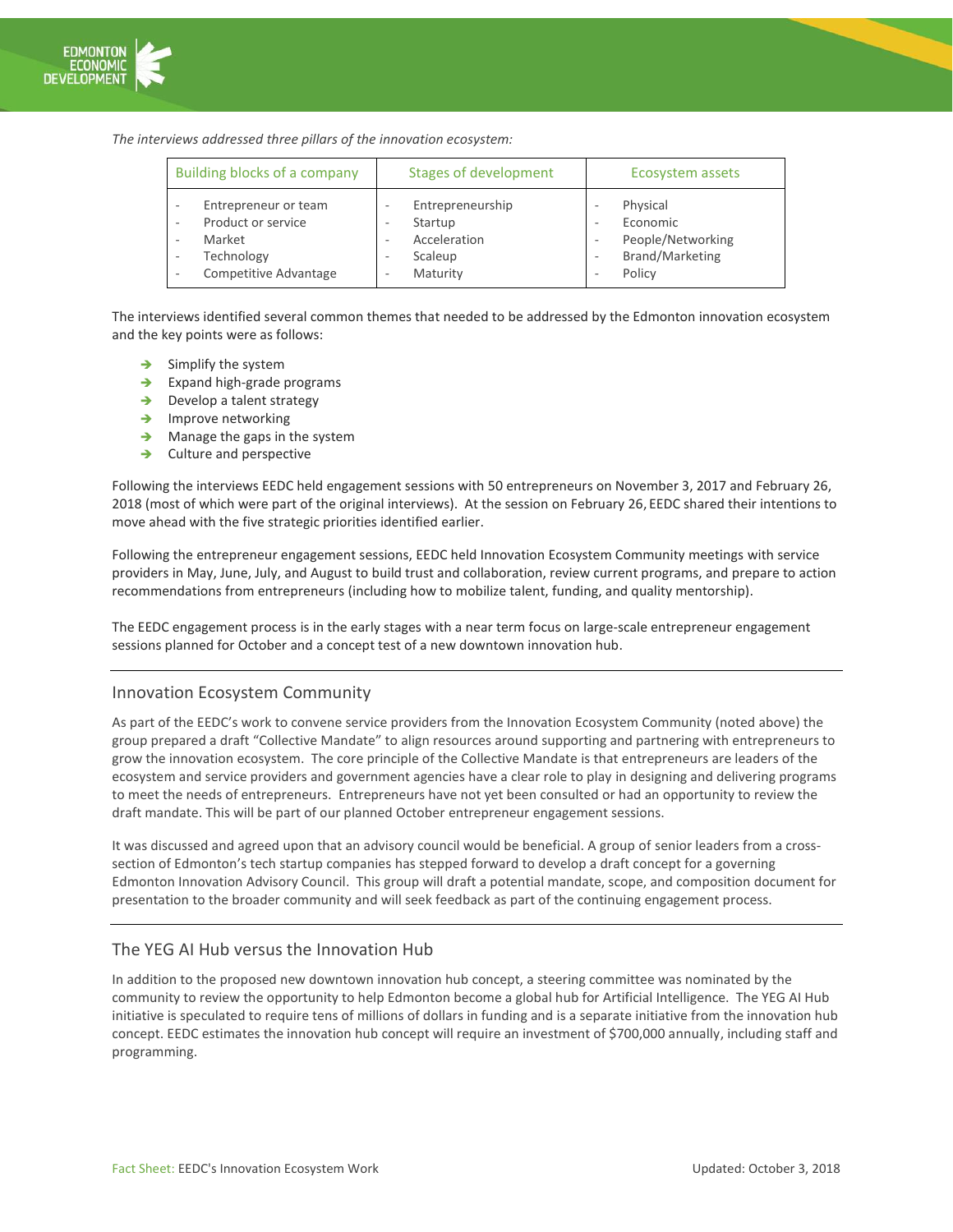*The interviews addressed three pillars of the innovation ecosystem:*

| Building blocks of a company | Stages of development | Ecosystem assets |
|---|---|---|
| - Entrepreneur or team<br>- Product or service<br>- Market<br>- Technology<br>- Competitive Advantage | - Entrepreneurship<br>- Startup<br>- Acceleration<br>- Scaleup<br>- Maturity | - Physical<br>- Economic<br>- People/Networking<br>- Brand/Marketing<br>- Policy |

The interviews identified several common themes that needed to be addressed by the Edmonton innovation ecosystem and the key points were as follows:

- Simplify the system
- Expand high-grade programs
- Develop a talent strategy
- Improve networking
- Manage the gaps in the system
- Culture and perspective

Following the interviews EEDC held engagement sessions with 50 entrepreneurs on November 3, 2017 and February 26, 2018 (most of which were part of the original interviews). At the session on February 26, EEDC shared their intentions to move ahead with the five strategic priorities identified earlier.

Following the entrepreneur engagement sessions, EEDC held Innovation Ecosystem Community meetings with service providers in May, June, July, and August to build trust and collaboration, review current programs, and prepare to action recommendations from entrepreneurs (including how to mobilize talent, funding, and quality mentorship).

The EEDC engagement process is in the early stages with a near term focus on large-scale entrepreneur engagement sessions planned for October and a concept test of a new downtown innovation hub.

## Innovation Ecosystem Community

As part of the EEDC's work to convene service providers from the Innovation Ecosystem Community (noted above) the group prepared a draft "Collective Mandate" to align resources around supporting and partnering with entrepreneurs to grow the innovation ecosystem. The core principle of the Collective Mandate is that entrepreneurs are leaders of the ecosystem and service providers and government agencies have a clear role to play in designing and delivering programs to meet the needs of entrepreneurs. Entrepreneurs have not yet been consulted or had an opportunity to review the draft mandate. This will be part of our planned October entrepreneur engagement sessions.

It was discussed and agreed upon that an advisory council would be beneficial. A group of senior leaders from a cross-section of Edmonton's tech startup companies has stepped forward to develop a draft concept for a governing Edmonton Innovation Advisory Council. This group will draft a potential mandate, scope, and composition document for presentation to the broader community and will seek feedback as part of the continuing engagement process.

## The YEG AI Hub versus the Innovation Hub

In addition to the proposed new downtown innovation hub concept, a steering committee was nominated by the community to review the opportunity to help Edmonton become a global hub for Artificial Intelligence. The YEG AI Hub initiative is speculated to require tens of millions of dollars in funding and is a separate initiative from the innovation hub concept. EEDC estimates the innovation hub concept will require an investment of $700,000 annually, including staff and programming.